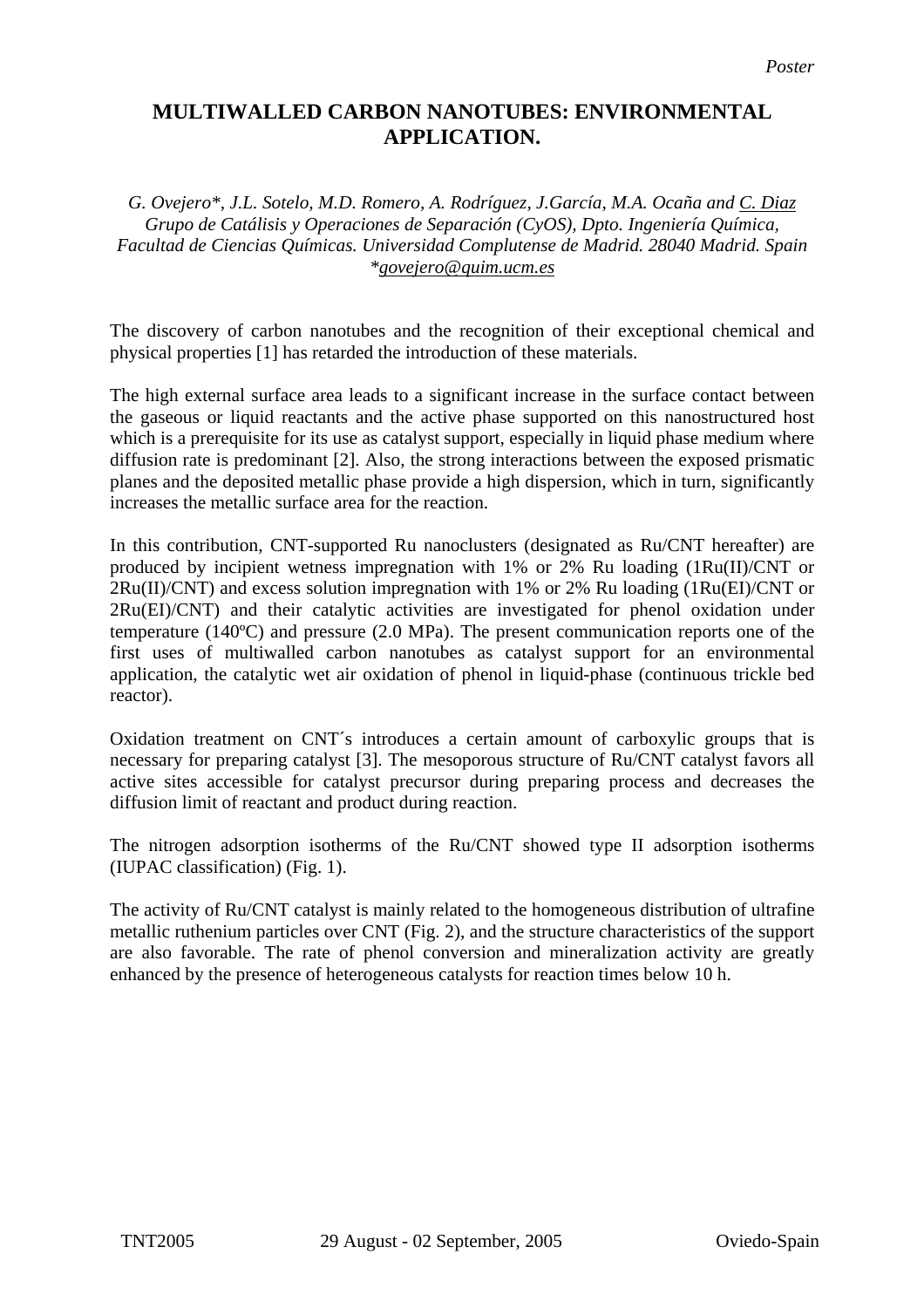*Poster*

# MULTIWALLED CARBON NANOTUBES: ENVIRONMENTAL APPLICATION.

*G. Ovejero\*, J.L. Sotelo, M.D. Romero, A. Rodríguez, J.García, M.A. Ocaña and C. Diaz*
*Grupo de Catálisis y Operaciones de Separación (CyOS), Dpto. Ingeniería Química, Facultad de Ciencias Químicas. Universidad Complutense de Madrid. 28040 Madrid. Spain*
*\*govejero@quim.ucm.es*

The discovery of carbon nanotubes and the recognition of their exceptional chemical and physical properties [1] has retarded the introduction of these materials.

The high external surface area leads to a significant increase in the surface contact between the gaseous or liquid reactants and the active phase supported on this nanostructured host which is a prerequisite for its use as catalyst support, especially in liquid phase medium where diffusion rate is predominant [2]. Also, the strong interactions between the exposed prismatic planes and the deposited metallic phase provide a high dispersion, which in turn, significantly increases the metallic surface area for the reaction.

In this contribution, CNT-supported Ru nanoclusters (designated as Ru/CNT hereafter) are produced by incipient wetness impregnation with 1% or 2% Ru loading (1Ru(II)/CNT or 2Ru(II)/CNT) and excess solution impregnation with 1% or 2% Ru loading (1Ru(EI)/CNT or 2Ru(EI)/CNT) and their catalytic activities are investigated for phenol oxidation under temperature (140ºC) and pressure (2.0 MPa). The present communication reports one of the first uses of multiwalled carbon nanotubes as catalyst support for an environmental application, the catalytic wet air oxidation of phenol in liquid-phase (continuous trickle bed reactor).

Oxidation treatment on CNT´s introduces a certain amount of carboxylic groups that is necessary for preparing catalyst [3]. The mesoporous structure of Ru/CNT catalyst favors all active sites accessible for catalyst precursor during preparing process and decreases the diffusion limit of reactant and product during reaction.

The nitrogen adsorption isotherms of the Ru/CNT showed type II adsorption isotherms (IUPAC classification) (Fig. 1).

The activity of Ru/CNT catalyst is mainly related to the homogeneous distribution of ultrafine metallic ruthenium particles over CNT (Fig. 2), and the structure characteristics of the support are also favorable. The rate of phenol conversion and mineralization activity are greatly enhanced by the presence of heterogeneous catalysts for reaction times below 10 h.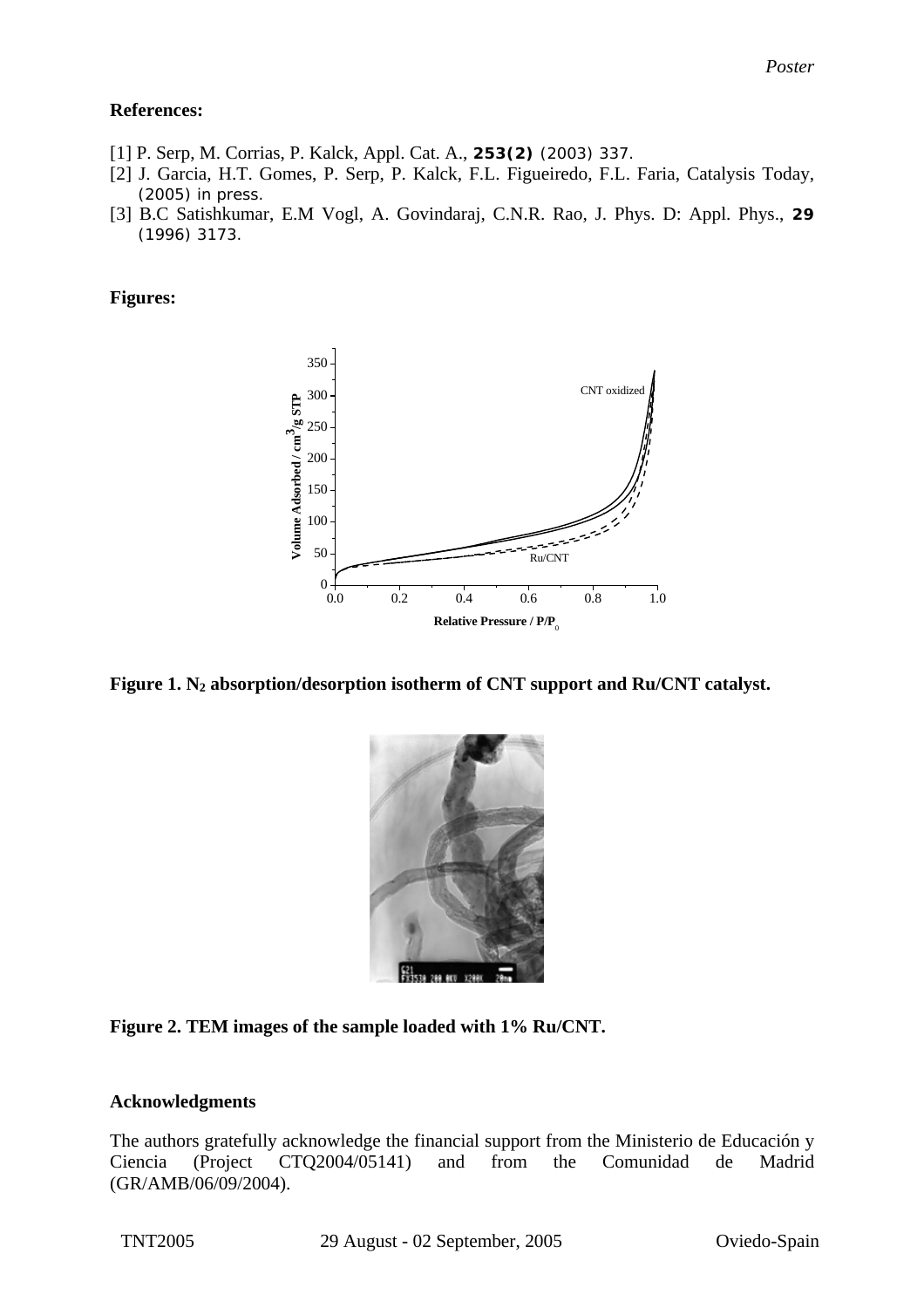## References:

[1] P. Serp, M. Corrias, P. Kalck, Appl. Cat. A., **253(2)** (2003) 337.

[2] J. Garcia, H.T. Gomes, P. Serp, P. Kalck, F.L. Figueiredo, F.L. Faria, Catalysis Today, (2005) in press.

[3] B.C Satishkumar, E.M Vogl, A. Govindaraj, C.N.R. Rao, J. Phys. D: Appl. Phys., **29** (1996) 3173.

## Figures:

Volume Adsorbed / $cm^3$/g STP

350
300
250
200
150
100
50
0

CNT oxidized

Ru/CNT

0.0
0.2
0.4
0.6
0.8
1.0

Relative Pressure / $P/P_0$

**Figure 1. $N_2$ absorption/desorption isotherm of CNT support and Ru/CNT catalyst.**

**Figure 2. TEM images of the sample loaded with 1% Ru/CNT.**

## Acknowledgments

The authors gratefully acknowledge the financial support from the Ministerio de Educación y Ciencia (Project CTQ2004/05141) and from the Comunidad de Madrid (GR/AMB/06/09/2004).